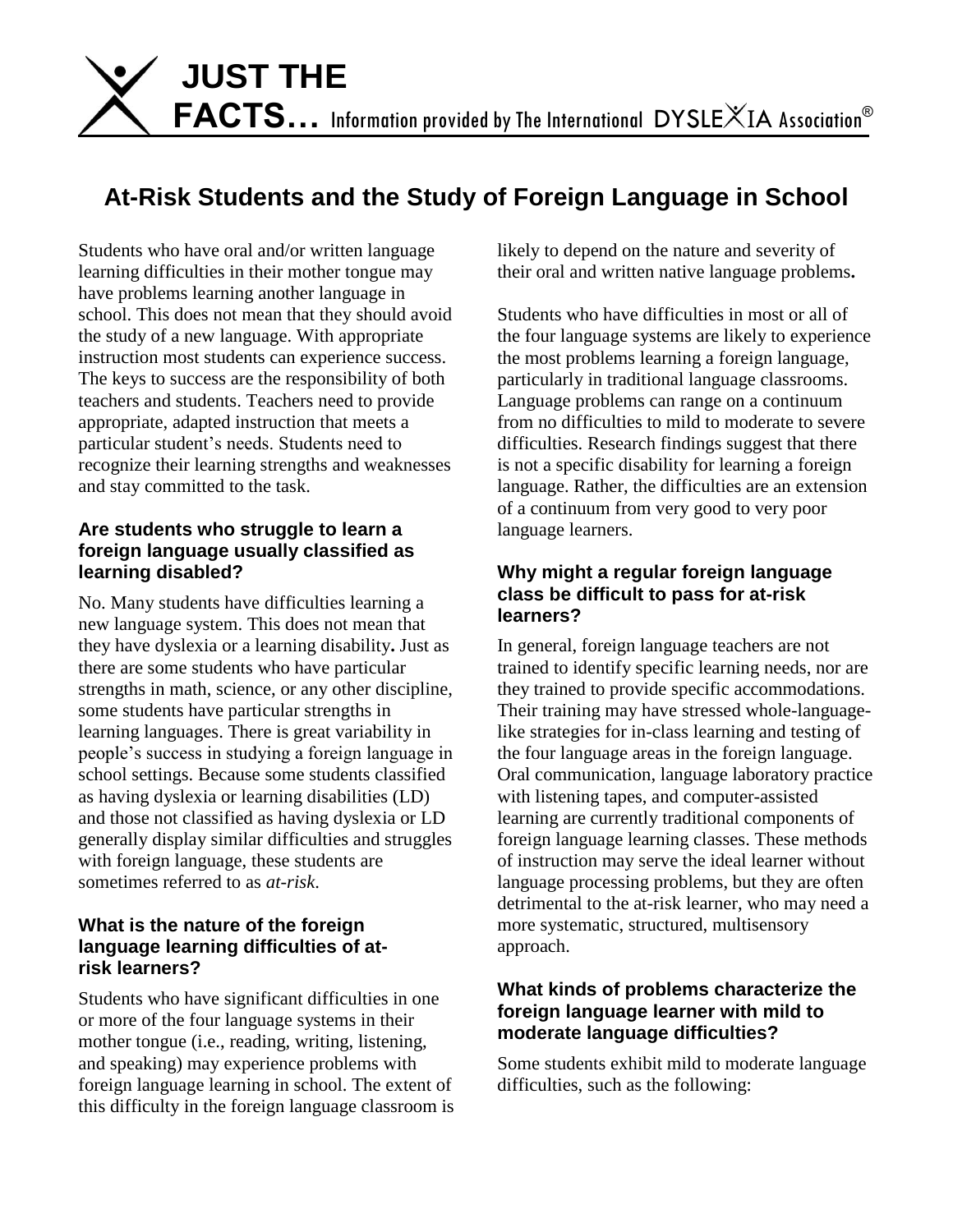# JUST THE FACTS… Information provided by The International DYSLEXIA Association®

## At-Risk Students and the Study of Foreign Language in School

Students who have oral and/or written language learning difficulties in their mother tongue may have problems learning another language in school. This does not mean that they should avoid the study of a new language. With appropriate instruction most students can experience success. The keys to success are the responsibility of both teachers and students. Teachers need to provide appropriate, adapted instruction that meets a particular student's needs. Students need to recognize their learning strengths and weaknesses and stay committed to the task.

### Are students who struggle to learn a foreign language usually classified as learning disabled?

No. Many students have difficulties learning a new language system. This does not mean that they have dyslexia or a learning disability**.** Just as there are some students who have particular strengths in math, science, or any other discipline, some students have particular strengths in learning languages. There is great variability in people's success in studying a foreign language in school settings. Because some students classified as having dyslexia or learning disabilities (LD) and those not classified as having dyslexia or LD generally display similar difficulties and struggles with foreign language, these students are sometimes referred to as *at-risk*.

### What is the nature of the foreign language learning difficulties of at-risk learners?

Students who have significant difficulties in one or more of the four language systems in their mother tongue (i.e., reading, writing, listening, and speaking) may experience problems with foreign language learning in school. The extent of this difficulty in the foreign language classroom is likely to depend on the nature and severity of their oral and written native language problems**.**

Students who have difficulties in most or all of the four language systems are likely to experience the most problems learning a foreign language, particularly in traditional language classrooms. Language problems can range on a continuum from no difficulties to mild to moderate to severe difficulties. Research findings suggest that there is not a specific disability for learning a foreign language. Rather, the difficulties are an extension of a continuum from very good to very poor language learners.

### Why might a regular foreign language class be difficult to pass for at-risk learners?

In general, foreign language teachers are not trained to identify specific learning needs, nor are they trained to provide specific accommodations. Their training may have stressed whole-language-like strategies for in-class learning and testing of the four language areas in the foreign language. Oral communication, language laboratory practice with listening tapes, and computer-assisted learning are currently traditional components of foreign language learning classes. These methods of instruction may serve the ideal learner without language processing problems, but they are often detrimental to the at-risk learner, who may need a more systematic, structured, multisensory approach.

### What kinds of problems characterize the foreign language learner with mild to moderate language difficulties?

Some students exhibit mild to moderate language difficulties, such as the following: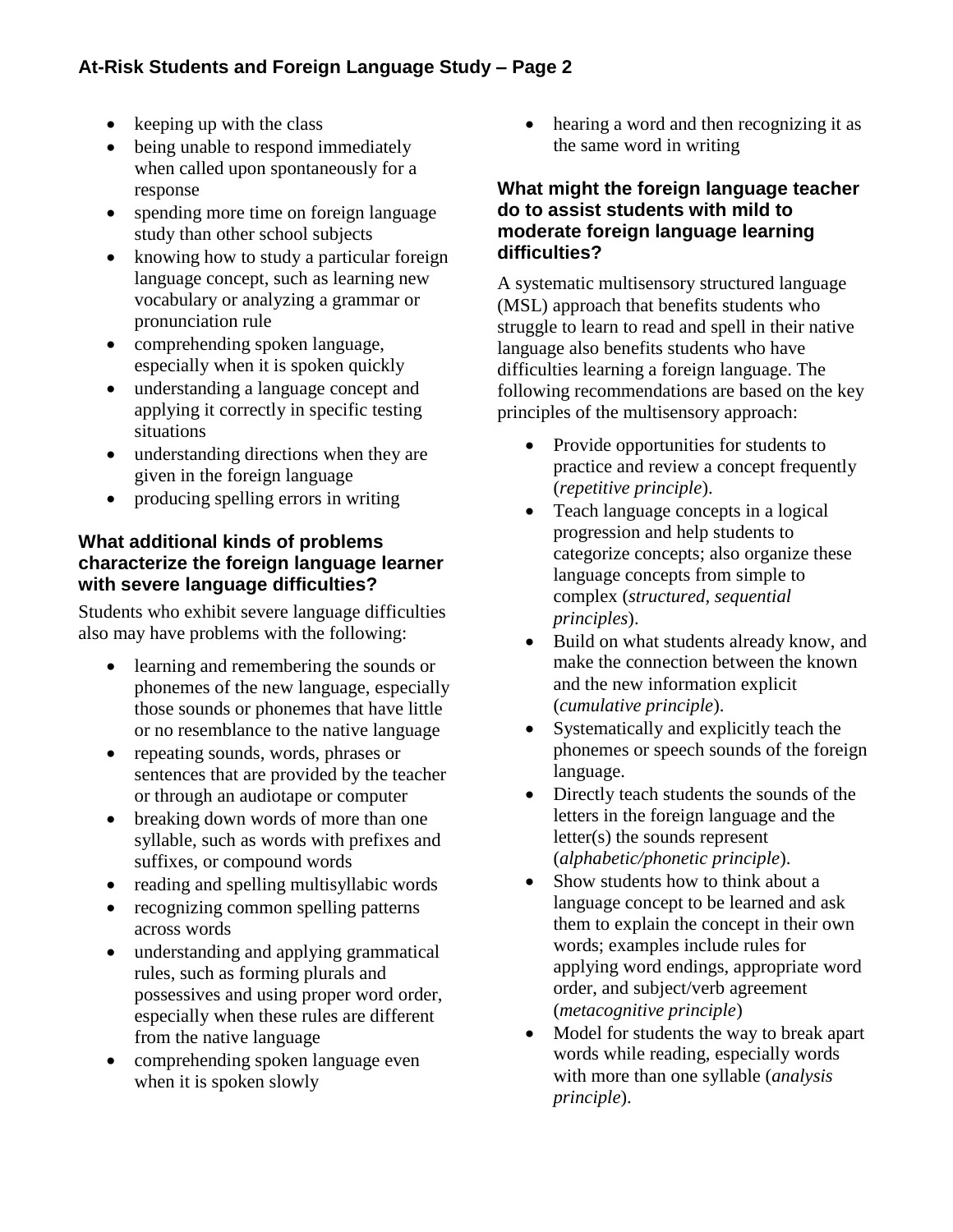- keeping up with the class
- being unable to respond immediately when called upon spontaneously for a response
- spending more time on foreign language study than other school subjects
- knowing how to study a particular foreign language concept, such as learning new vocabulary or analyzing a grammar or pronunciation rule
- comprehending spoken language, especially when it is spoken quickly
- understanding a language concept and applying it correctly in specific testing situations
- understanding directions when they are given in the foreign language
- producing spelling errors in writing

### What additional kinds of problems characterize the foreign language learner with severe language difficulties?

Students who exhibit severe language difficulties also may have problems with the following:

- learning and remembering the sounds or phonemes of the new language, especially those sounds or phonemes that have little or no resemblance to the native language
- repeating sounds, words, phrases or sentences that are provided by the teacher or through an audiotape or computer
- breaking down words of more than one syllable, such as words with prefixes and suffixes, or compound words
- reading and spelling multisyllabic words
- recognizing common spelling patterns across words
- understanding and applying grammatical rules, such as forming plurals and possessives and using proper word order, especially when these rules are different from the native language
- comprehending spoken language even when it is spoken slowly
- hearing a word and then recognizing it as the same word in writing

### What might the foreign language teacher do to assist students with mild to moderate foreign language learning difficulties?

A systematic multisensory structured language (MSL) approach that benefits students who struggle to learn to read and spell in their native language also benefits students who have difficulties learning a foreign language. The following recommendations are based on the key principles of the multisensory approach:

- Provide opportunities for students to practice and review a concept frequently (*repetitive principle*).
- Teach language concepts in a logical progression and help students to categorize concepts; also organize these language concepts from simple to complex (*structured, sequential principles*).
- Build on what students already know, and make the connection between the known and the new information explicit (*cumulative principle*).
- Systematically and explicitly teach the phonemes or speech sounds of the foreign language.
- Directly teach students the sounds of the letters in the foreign language and the letter(s) the sounds represent (*alphabetic/phonetic principle*).
- Show students how to think about a language concept to be learned and ask them to explain the concept in their own words; examples include rules for applying word endings, appropriate word order, and subject/verb agreement (*metacognitive principle*)
- Model for students the way to break apart words while reading, especially words with more than one syllable (*analysis principle*).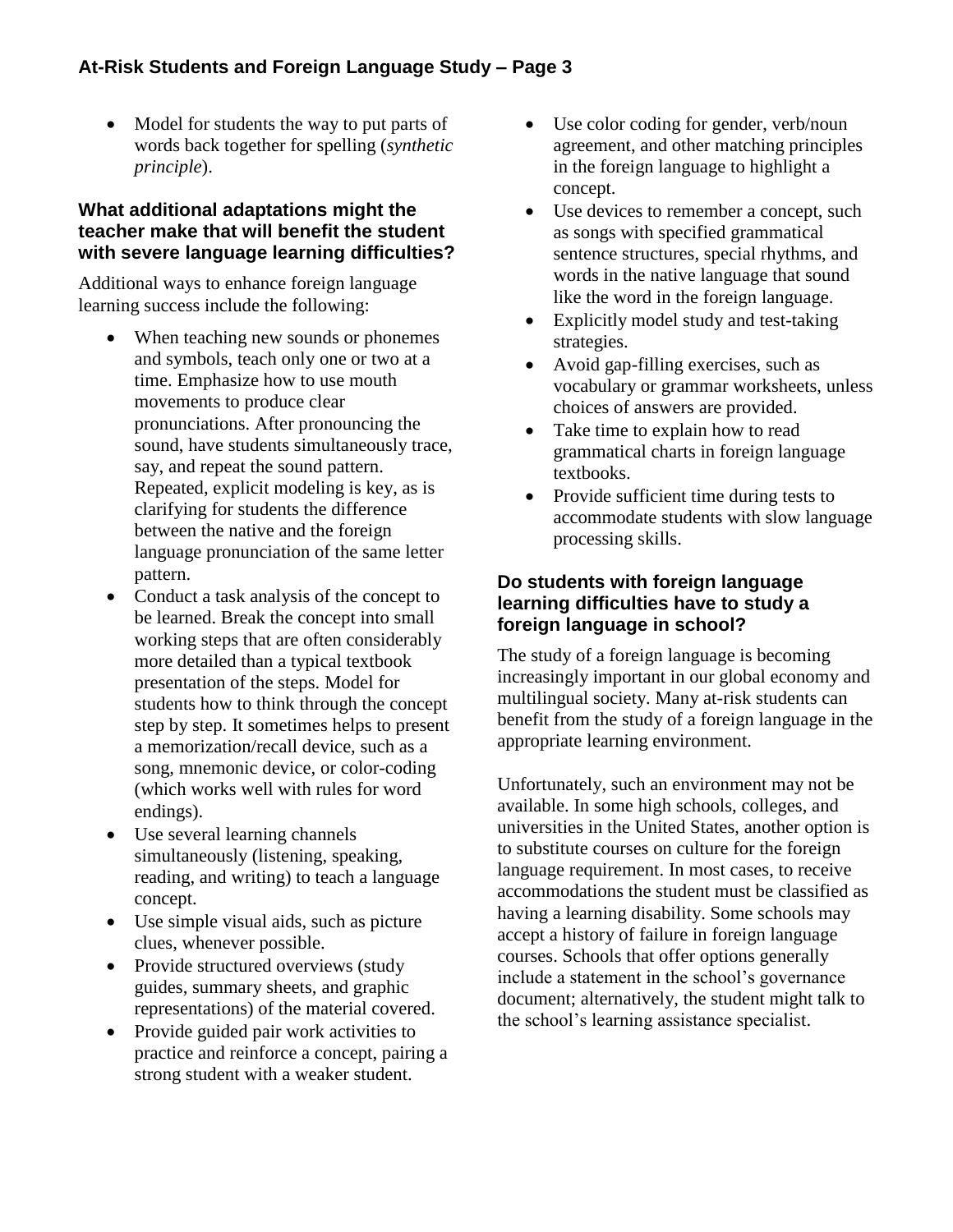- Model for students the way to put parts of words back together for spelling (*synthetic principle*).

### What additional adaptations might the teacher make that will benefit the student with severe language learning difficulties?

Additional ways to enhance foreign language learning success include the following:

- When teaching new sounds or phonemes and symbols, teach only one or two at a time. Emphasize how to use mouth movements to produce clear pronunciations. After pronouncing the sound, have students simultaneously trace, say, and repeat the sound pattern. Repeated, explicit modeling is key, as is clarifying for students the difference between the native and the foreign language pronunciation of the same letter pattern.
- Conduct a task analysis of the concept to be learned. Break the concept into small working steps that are often considerably more detailed than a typical textbook presentation of the steps. Model for students how to think through the concept step by step. It sometimes helps to present a memorization/recall device, such as a song, mnemonic device, or color-coding (which works well with rules for word endings).
- Use several learning channels simultaneously (listening, speaking, reading, and writing) to teach a language concept.
- Use simple visual aids, such as picture clues, whenever possible.
- Provide structured overviews (study guides, summary sheets, and graphic representations) of the material covered.
- Provide guided pair work activities to practice and reinforce a concept, pairing a strong student with a weaker student.
- Use color coding for gender, verb/noun agreement, and other matching principles in the foreign language to highlight a concept.
- Use devices to remember a concept, such as songs with specified grammatical sentence structures, special rhythms, and words in the native language that sound like the word in the foreign language.
- Explicitly model study and test-taking strategies.
- Avoid gap-filling exercises, such as vocabulary or grammar worksheets, unless choices of answers are provided.
- Take time to explain how to read grammatical charts in foreign language textbooks.
- Provide sufficient time during tests to accommodate students with slow language processing skills.

### Do students with foreign language learning difficulties have to study a foreign language in school?

The study of a foreign language is becoming increasingly important in our global economy and multilingual society. Many at-risk students can benefit from the study of a foreign language in the appropriate learning environment.

Unfortunately, such an environment may not be available. In some high schools, colleges, and universities in the United States, another option is to substitute courses on culture for the foreign language requirement. In most cases, to receive accommodations the student must be classified as having a learning disability. Some schools may accept a history of failure in foreign language courses. Schools that offer options generally include a statement in the school's governance document; alternatively, the student might talk to the school's learning assistance specialist.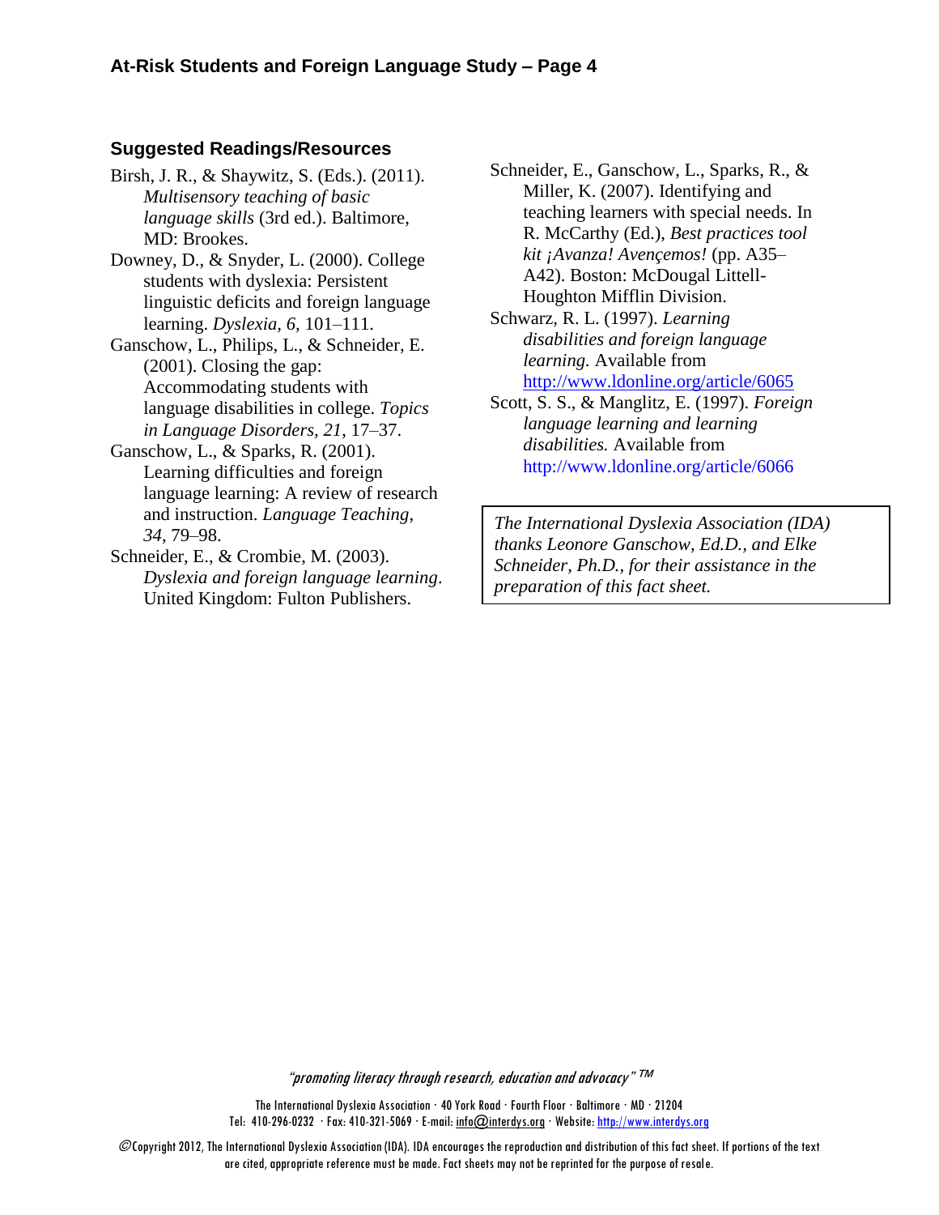## Suggested Readings/Resources

Birsh, J. R., & Shaywitz, S. (Eds.). (2011). *Multisensory teaching of basic language skills* (3rd ed.). Baltimore, MD: Brookes.

Downey, D., & Snyder, L. (2000). College students with dyslexia: Persistent linguistic deficits and foreign language learning. *Dyslexia, 6,* 101–111.

Ganschow, L., Philips, L., & Schneider, E. (2001). Closing the gap: Accommodating students with language disabilities in college. *Topics in Language Disorders, 21*, 17–37.

Ganschow, L., & Sparks, R. (2001). Learning difficulties and foreign language learning: A review of research and instruction. *Language Teaching*, *34*, 79–98.

Schneider, E., & Crombie, M. (2003). *Dyslexia and foreign language learning*. United Kingdom: Fulton Publishers.

Schneider, E., Ganschow, L., Sparks, R., & Miller, K. (2007). Identifying and teaching learners with special needs. In R. McCarthy (Ed.), *Best practices tool kit ¡Avanza! Avençemos!* (pp. A35–A42). Boston: McDougal Littell-Houghton Mifflin Division.

Schwarz, R. L. (1997). *Learning disabilities and foreign language learning.* Available from http://www.ldonline.org/article/6065

Scott, S. S., & Manglitz, E. (1997). *Foreign language learning and learning disabilities.* Available from http://www.ldonline.org/article/6066

*The International Dyslexia Association (IDA) thanks Leonore Ganschow, Ed.D., and Elke Schneider, Ph.D., for their assistance in the preparation of this fact sheet.*

*"promoting literacy through research, education and advocacy"* ™

The International Dyslexia Association · 40 York Road · Fourth Floor · Baltimore · MD · 21204
Tel: 410-296-0232 · Fax: 410-321-5069 · E-mail: info@interdys.org · Website: http://www.interdys.org

©Copyright 2012, The International Dyslexia Association (IDA). IDA encourages the reproduction and distribution of this fact sheet. If portions of the text are cited, appropriate reference must be made. Fact sheets may not be reprinted for the purpose of resale.